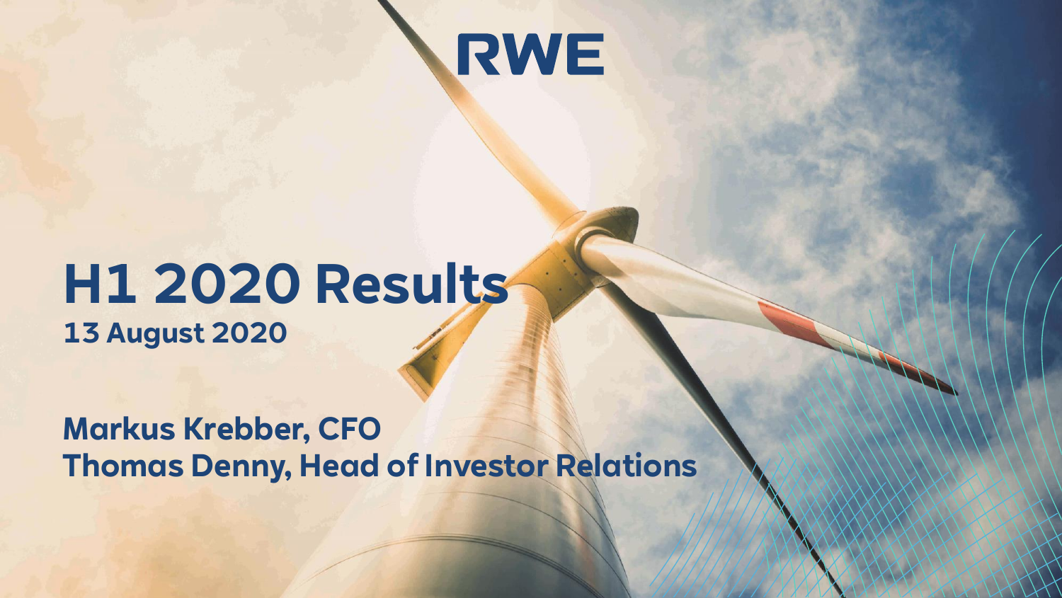RWE

# H1 2020 Results

**13 August 2020**

**Markus Krebber, CFO**
**Thomas Denny, Head of Investor Relations**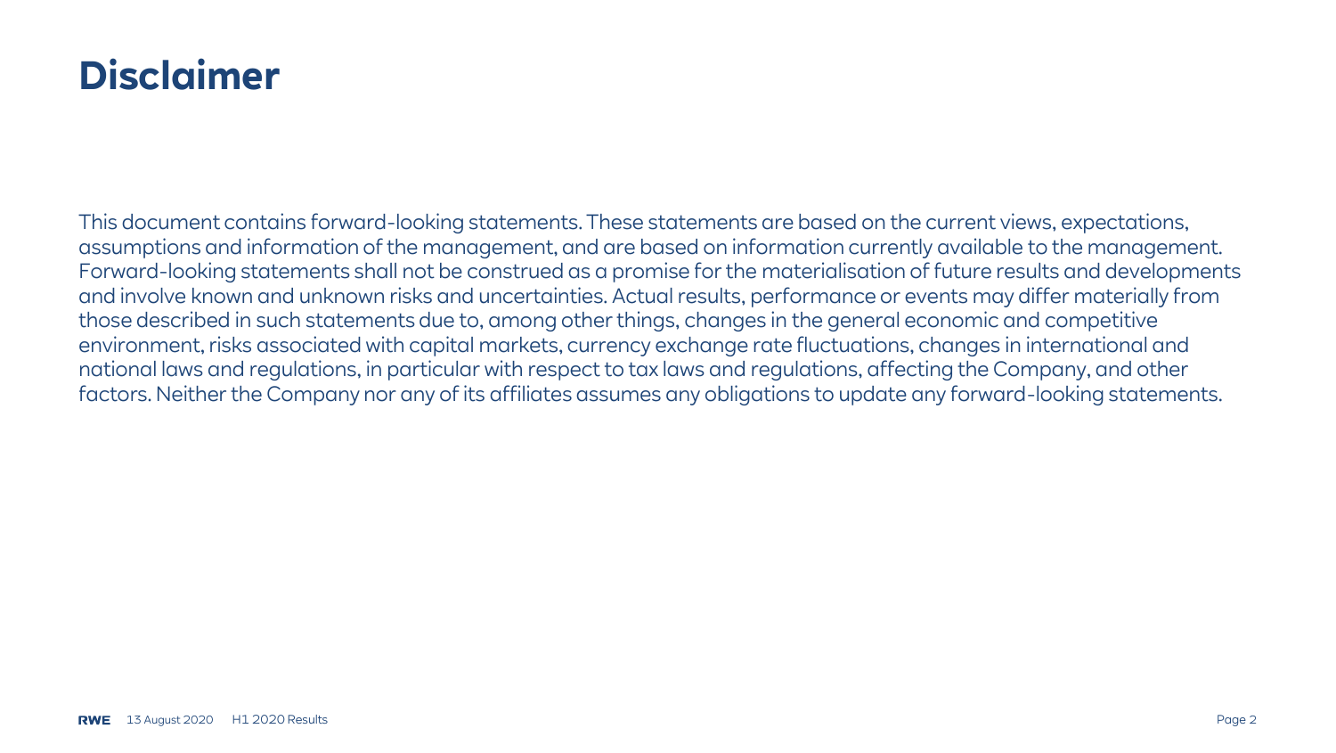# Disclaimer

This document contains forward-looking statements. These statements are based on the current views, expectations, assumptions and information of the management, and are based on information currently available to the management. Forward-looking statements shall not be construed as a promise for the materialisation of future results and developments and involve known and unknown risks and uncertainties. Actual results, performance or events may differ materially from those described in such statements due to, among other things, changes in the general economic and competitive environment, risks associated with capital markets, currency exchange rate fluctuations, changes in international and national laws and regulations, in particular with respect to tax laws and regulations, affecting the Company, and other factors. Neither the Company nor any of its affiliates assumes any obligations to update any forward-looking statements.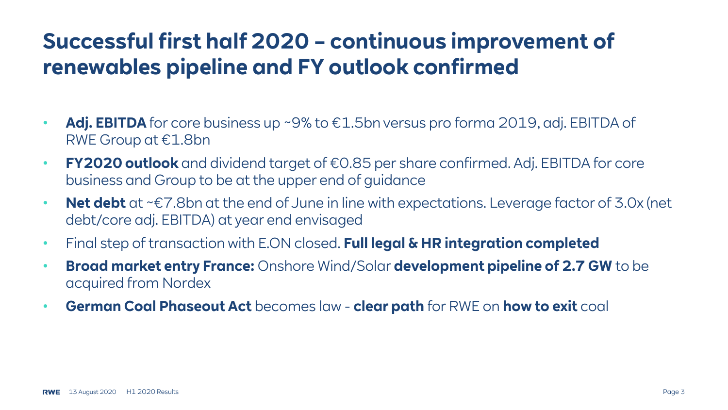# Successful first half 2020 – continuous improvement of renewables pipeline and FY outlook confirmed

- **Adj. EBITDA** for core business up ~9% to €1.5bn versus pro forma 2019, adj. EBITDA of RWE Group at €1.8bn
- **FY2020 outlook** and dividend target of €0.85 per share confirmed. Adj. EBITDA for core business and Group to be at the upper end of guidance
- **Net debt** at ~€7.8bn at the end of June in line with expectations. Leverage factor of 3.0x (net debt/core adj. EBITDA) at year end envisaged
- Final step of transaction with E.ON closed. **Full legal & HR integration completed**
- **Broad market entry France:** Onshore Wind/Solar **development pipeline of 2.7 GW** to be acquired from Nordex
- **German Coal Phaseout Act** becomes law - **clear path** for RWE on **how to exit** coal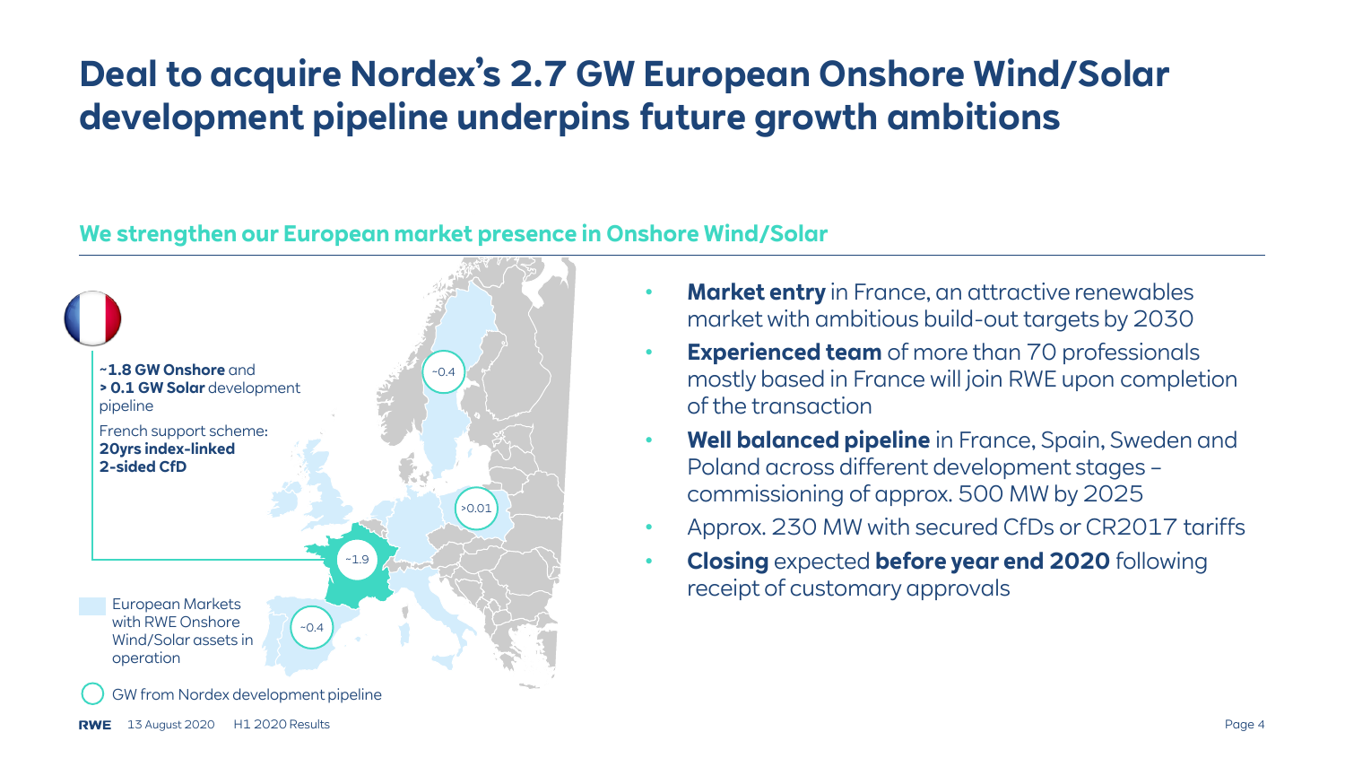# Deal to acquire Nordex's 2.7 GW European Onshore Wind/Solar development pipeline underpins future growth ambitions

## We strengthen our European market presence in Onshore Wind/Solar

**~1.8 GW Onshore** and **> 0.1 GW Solar** development pipeline

French support scheme: **20yrs index-linked 2-sided CfD**

~0.4

>0.01

~1.9

~0.4

European Markets with RWE Onshore Wind/Solar assets in operation

GW from Nordex development pipeline

- **Market entry** in France, an attractive renewables market with ambitious build-out targets by 2030
- **Experienced team** of more than 70 professionals mostly based in France will join RWE upon completion of the transaction
- **Well balanced pipeline** in France, Spain, Sweden and Poland across different development stages – commissioning of approx. 500 MW by 2025
- Approx. 230 MW with secured CfDs or CR2017 tariffs
- **Closing** expected **before year end 2020** following receipt of customary approvals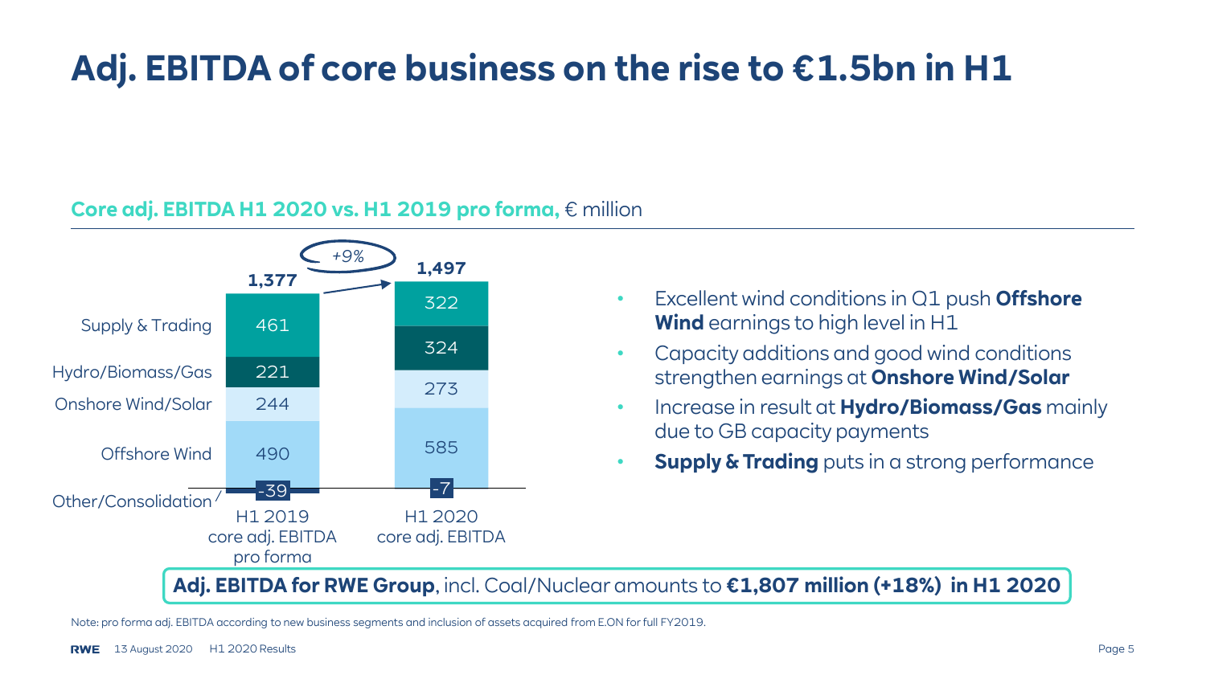# Adj. EBITDA of core business on the rise to €1.5bn in H1

**Core adj. EBITDA H1 2020 vs. H1 2019 pro forma,** € million

| | H1 2019 core adj. EBITDA pro forma | H1 2020 core adj. EBITDA |
|---|---|---|
| Supply & Trading | 461 | 322 |
| Hydro/Biomass/Gas | 221 | 324 |
| Onshore Wind/Solar | 244 | 273 |
| Offshore Wind | 490 | 585 |
| Other/Consolidation | -39 | -7 |
| **Total** | **1,377** | **1,497** |

+9%

- Excellent wind conditions in Q1 push **Offshore Wind** earnings to high level in H1
- Capacity additions and good wind conditions strengthen earnings at **Onshore Wind/Solar**
- Increase in result at **Hydro/Biomass/Gas** mainly due to GB capacity payments
- **Supply & Trading** puts in a strong performance

**Adj. EBITDA for RWE Group**, incl. Coal/Nuclear amounts to **€1,807 million (+18%) in H1 2020**

Note: pro forma adj. EBITDA according to new business segments and inclusion of assets acquired from E.ON for full FY2019.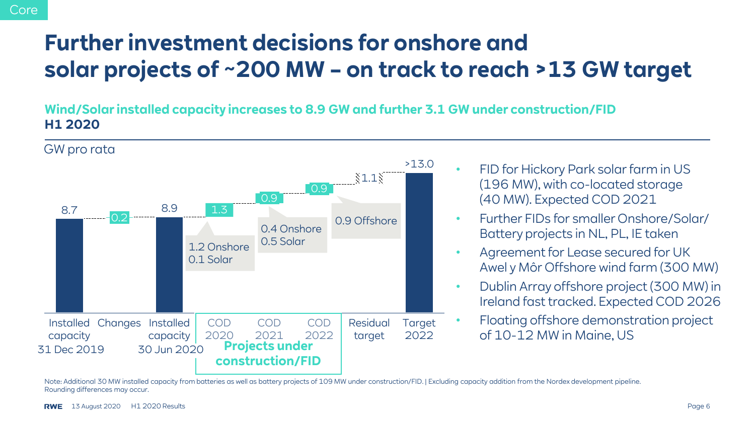Core

# Further investment decisions for onshore and solar projects of ~200 MW – on track to reach >13 GW target

**Wind/Solar installed capacity increases to 8.9 GW and further 3.1 GW under construction/FID**
**H1 2020**

GW pro rata

| Installed capacity 31 Dec 2019 | Changes | Installed capacity 30 Jun 2020 | COD 2020 | COD 2021 | COD 2022 | Residual target | Target 2022 |
|---|---|---|---|---|---|---|---|
| 8.7 | 0.2 | 8.9 | 1.3 | 0.9 | 0.9 | 1.1 | >13.0 |

Projects under construction/FID: COD 2020, COD 2021, COD 2022

- COD 2020: 1.2 Onshore, 0.1 Solar
- COD 2021: 0.4 Onshore, 0.5 Solar
- COD 2022: 0.9 Offshore

- FID for Hickory Park solar farm in US (196 MW), with co-located storage (40 MW). Expected COD 2021
- Further FIDs for smaller Onshore/Solar/Battery projects in NL, PL, IE taken
- Agreement for Lease secured for UK Awel y Môr Offshore wind farm (300 MW)
- Dublin Array offshore project (300 MW) in Ireland fast tracked. Expected COD 2026
- Floating offshore demonstration project of 10-12 MW in Maine, US

Note: Additional 30 MW installed capacity from batteries as well as battery projects of 109 MW under construction/FID. | Excluding capacity addition from the Nordex development pipeline. Rounding differences may occur.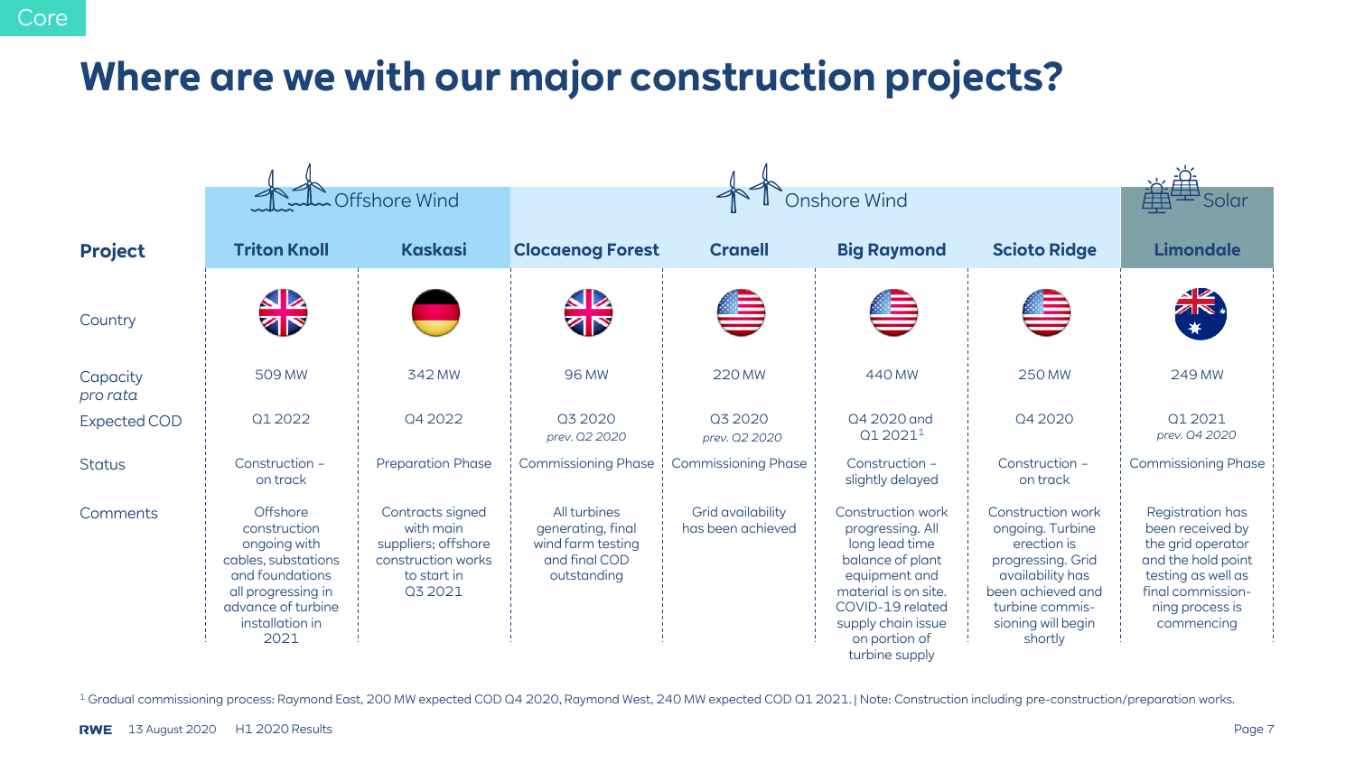# Where are we with our major construction projects?

| | Offshore Wind | | Onshore Wind | | | | Solar |
|---|---|---|---|---|---|---|---|
| **Project** | **Triton Knoll** | **Kaskasi** | **Clocaenog Forest** | **Cranell** | **Big Raymond** | **Scioto Ridge** | **Limondale** |
| Country | UK | Germany | UK | USA | USA | USA | Australia |
| Capacity *pro rata* | 509 MW | 342 MW | 96 MW | 220 MW | 440 MW | 250 MW | 249 MW |
| Expected COD | Q1 2022 | Q4 2022 | Q3 2020 *prev. Q2 2020* | Q3 2020 *prev. Q2 2020* | Q4 2020 and Q1 2021[1] | Q4 2020 | Q1 2021 *prev. Q4 2020* |
| Status | Construction – on track | Preparation Phase | Commissioning Phase | Commissioning Phase | Construction – slightly delayed | Construction – on track | Commissioning Phase |
| Comments | Offshore construction ongoing with cables, substations and foundations all progressing in advance of turbine installation in 2021 | Contracts signed with main suppliers; offshore construction works to start in Q3 2021 | All turbines generating, final wind farm testing and final COD outstanding | Grid availability has been achieved | Construction work progressing. All long lead time balance of plant equipment and material is on site. COVID-19 related supply chain issue on portion of turbine supply | Construction work ongoing. Turbine erection is progressing. Grid availability has been achieved and turbine commis-sioning will begin shortly | Registration has been received by the grid operator and the hold point testing as well as final commission-ning process is commencing |

[1] Gradual commissioning process: Raymond East, 200 MW expected COD Q4 2020, Raymond West, 240 MW expected COD Q1 2021. | Note: Construction including pre-construction/preparation works.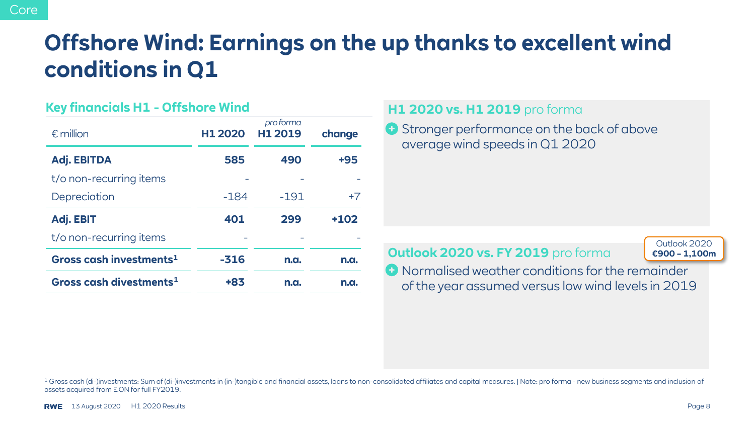Core

# Offshore Wind: Earnings on the up thanks to excellent wind conditions in Q1

## Key financials H1 - Offshore Wind

| € million | H1 2020 | *pro forma* H1 2019 | change |
|---|---|---|---|
| **Adj. EBITDA** | **585** | **490** | **+95** |
| t/o non-recurring items | - | - | - |
| Depreciation | -184 | -191 | +7 |
| **Adj. EBIT** | **401** | **299** | **+102** |
| t/o non-recurring items | - | - | - |
| **Gross cash investments[1]** | **-316** | **n.a.** | **n.a.** |
| **Gross cash divestments[1]** | **+83** | **n.a.** | **n.a.** |

## H1 2020 vs. H1 2019 pro forma

- (+) Stronger performance on the back of above average wind speeds in Q1 2020

## Outlook 2020 vs. FY 2019 pro forma

Outlook 2020 **€900 – 1,100m**

- (+) Normalised weather conditions for the remainder of the year assumed versus low wind levels in 2019

[1] Gross cash (di-)investments: Sum of (di-)investments in (in-)tangible and financial assets, loans to non-consolidated affiliates and capital measures. | Note: pro forma - new business segments and inclusion of assets acquired from E.ON for full FY2019.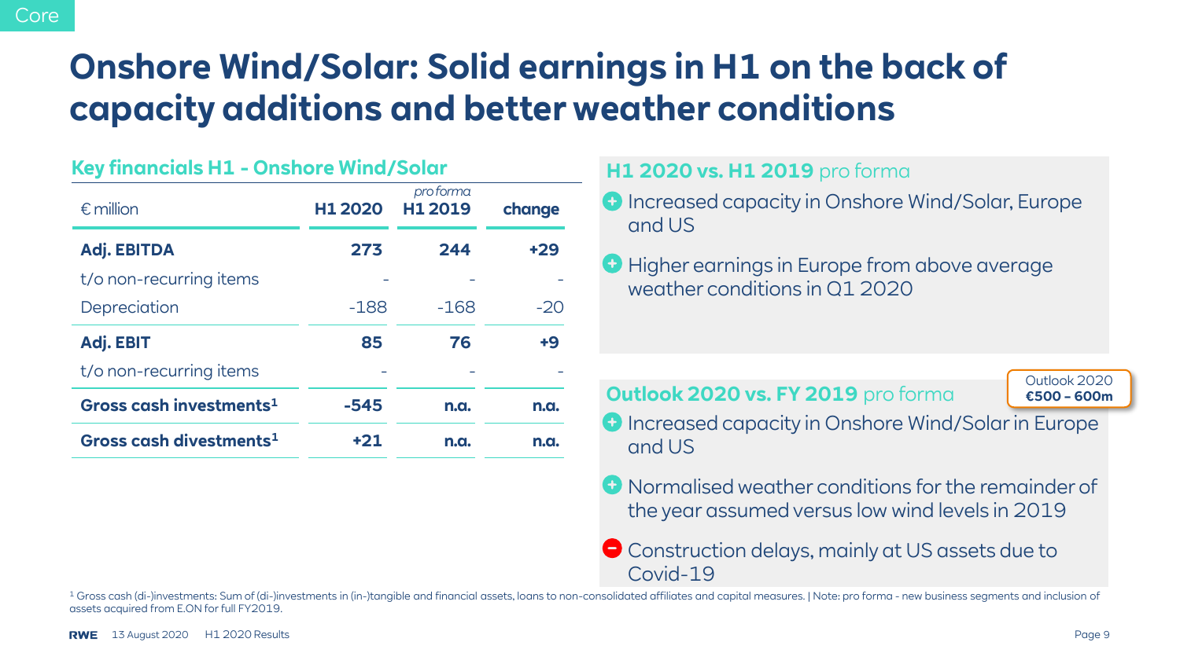Core

# Onshore Wind/Solar: Solid earnings in H1 on the back of capacity additions and better weather conditions

## Key financials H1 - Onshore Wind/Solar

| € million | H1 2020 | *pro forma* H1 2019 | change |
|---|---|---|---|
| **Adj. EBITDA** | **273** | **244** | **+29** |
| t/o non-recurring items | - | - | - |
| Depreciation | -188 | -168 | -20 |
| **Adj. EBIT** | **85** | **76** | **+9** |
| t/o non-recurring items | - | - | - |
| **Gross cash investments[1]** | **-545** | **n.a.** | **n.a.** |
| **Gross cash divestments[1]** | **+21** | **n.a.** | **n.a.** |

## H1 2020 vs. H1 2019 pro forma

- + Increased capacity in Onshore Wind/Solar, Europe and US
- + Higher earnings in Europe from above average weather conditions in Q1 2020

## Outlook 2020 vs. FY 2019 pro forma

Outlook 2020 **€500 – 600m**

- + Increased capacity in Onshore Wind/Solar in Europe and US
- + Normalised weather conditions for the remainder of the year assumed versus low wind levels in 2019
- − Construction delays, mainly at US assets due to Covid-19

[1] Gross cash (di-)investments: Sum of (di-)investments in (in-)tangible and financial assets, loans to non-consolidated affiliates and capital measures. | Note: pro forma - new business segments and inclusion of assets acquired from E.ON for full FY2019.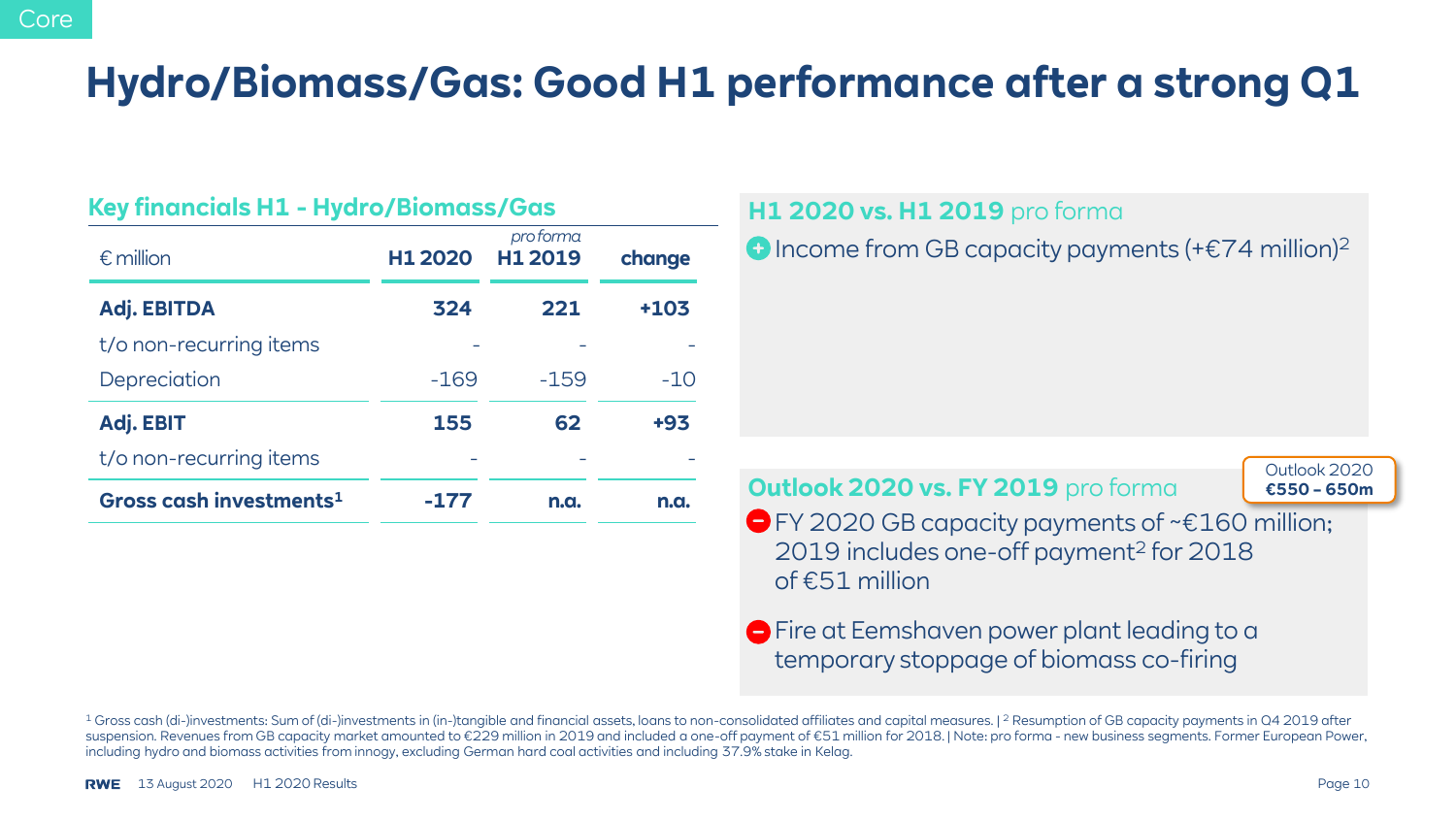Core

# Hydro/Biomass/Gas: Good H1 performance after a strong Q1

## Key financials H1 - Hydro/Biomass/Gas

| € million | H1 2020 | *pro forma* H1 2019 | change |
|---|---|---|---|
| **Adj. EBITDA** | **324** | **221** | **+103** |
| t/o non-recurring items | - | - | - |
| Depreciation | -169 | -159 | -10 |
| **Adj. EBIT** | **155** | **62** | **+93** |
| t/o non-recurring items | - | - | - |
| **Gross cash investments[1]** | **-177** | **n.a.** | **n.a.** |

## H1 2020 vs. H1 2019 pro forma

- (+) Income from GB capacity payments (+€74 million)[2]

## Outlook 2020 vs. FY 2019 pro forma

Outlook 2020 **€550 – 650m**

- (–) FY 2020 GB capacity payments of ~€160 million; 2019 includes one-off payment[2] for 2018 of €51 million
- (–) Fire at Eemshaven power plant leading to a temporary stoppage of biomass co-firing

[1] Gross cash (di-)investments: Sum of (di-)investments in (in-)tangible and financial assets, loans to non-consolidated affiliates and capital measures. | [2] Resumption of GB capacity payments in Q4 2019 after suspension. Revenues from GB capacity market amounted to €229 million in 2019 and included a one-off payment of €51 million for 2018. | Note: pro forma - new business segments. Former European Power, including hydro and biomass activities from innogy, excluding German hard coal activities and including 37.9% stake in Kelag.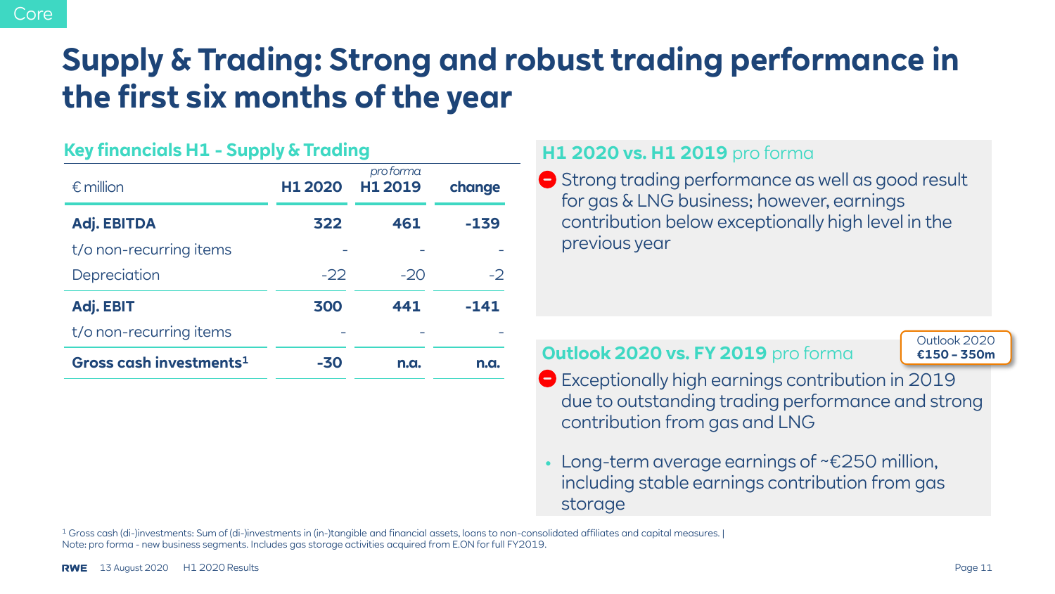# Supply & Trading: Strong and robust trading performance in the first six months of the year

## Key financials H1 - Supply & Trading

| € million | H1 2020 | *pro forma* H1 2019 | change |
|---|---|---|---|
| **Adj. EBITDA** | **322** | **461** | **-139** |
| t/o non-recurring items | - | - | - |
| Depreciation | -22 | -20 | -2 |
| **Adj. EBIT** | **300** | **441** | **-141** |
| t/o non-recurring items | - | - | - |
| **Gross cash investments[1]** | **-30** | **n.a.** | **n.a.** |

## H1 2020 vs. H1 2019 pro forma

- − Strong trading performance as well as good result for gas & LNG business; however, earnings contribution below exceptionally high level in the previous year

## Outlook 2020 vs. FY 2019 pro forma

Outlook 2020 **€150 – 350m**

- − Exceptionally high earnings contribution in 2019 due to outstanding trading performance and strong contribution from gas and LNG
- Long-term average earnings of ~€250 million, including stable earnings contribution from gas storage

[1] Gross cash (di-)investments: Sum of (di-)investments in (in-)tangible and financial assets, loans to non-consolidated affiliates and capital measures. |
Note: pro forma - new business segments. Includes gas storage activities acquired from E.ON for full FY2019.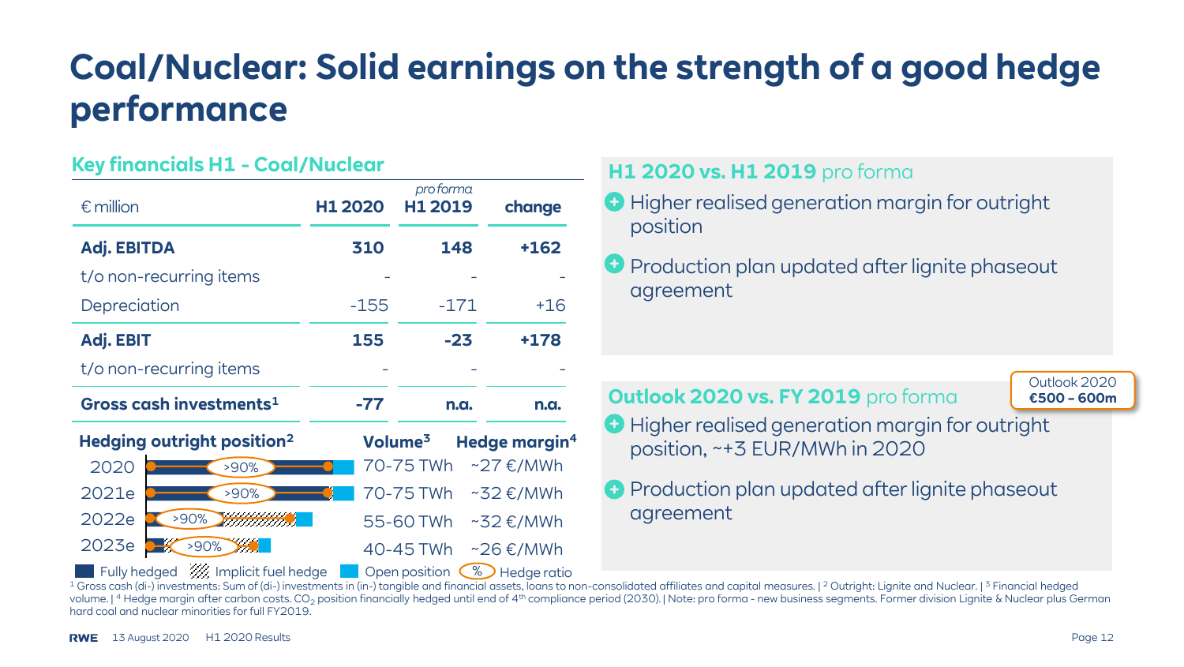# Coal/Nuclear: Solid earnings on the strength of a good hedge performance

## Key financials H1 - Coal/Nuclear

| € million | H1 2020 | *pro forma* H1 2019 | change |
|---|---|---|---|
| **Adj. EBITDA** | **310** | **148** | **+162** |
| t/o non-recurring items | - | - | - |
| Depreciation | -155 | -171 | +16 |
| **Adj. EBIT** | **155** | **-23** | **+178** |
| t/o non-recurring items | - | - | - |
| **Gross cash investments[1]** | **-77** | **n.a.** | **n.a.** |

| Hedging outright position[2] | Hedge ratio | Volume[3] | Hedge margin[4] |
|---|---|---|---|
| 2020 | >90% | 70-75 TWh | ~27 €/MWh |
| 2021e | >90% | 70-75 TWh | ~32 €/MWh |
| 2022e | >90% | 55-60 TWh | ~32 €/MWh |
| 2023e | >90% | 40-45 TWh | ~26 €/MWh |

Fully hedged | Implicit fuel hedge | Open position | % Hedge ratio

## H1 2020 vs. H1 2019 pro forma

- Higher realised generation margin for outright position
- Production plan updated after lignite phaseout agreement

## Outlook 2020 vs. FY 2019 pro forma

Outlook 2020
**€500 – 600m**

- Higher realised generation margin for outright position, ~+3 EUR/MWh in 2020
- Production plan updated after lignite phaseout agreement

[1] Gross cash (di-) investments: Sum of (di-) investments in (in-) tangible and financial assets, loans to non-consolidated affiliates and capital measures. | [2] Outright: Lignite and Nuclear. | [3] Financial hedged volume. | [4] Hedge margin after carbon costs. $CO_2$ position financially hedged until end of 4th compliance period (2030). | Note: pro forma - new business segments. Former division Lignite & Nuclear plus German hard coal and nuclear minorities for full FY2019.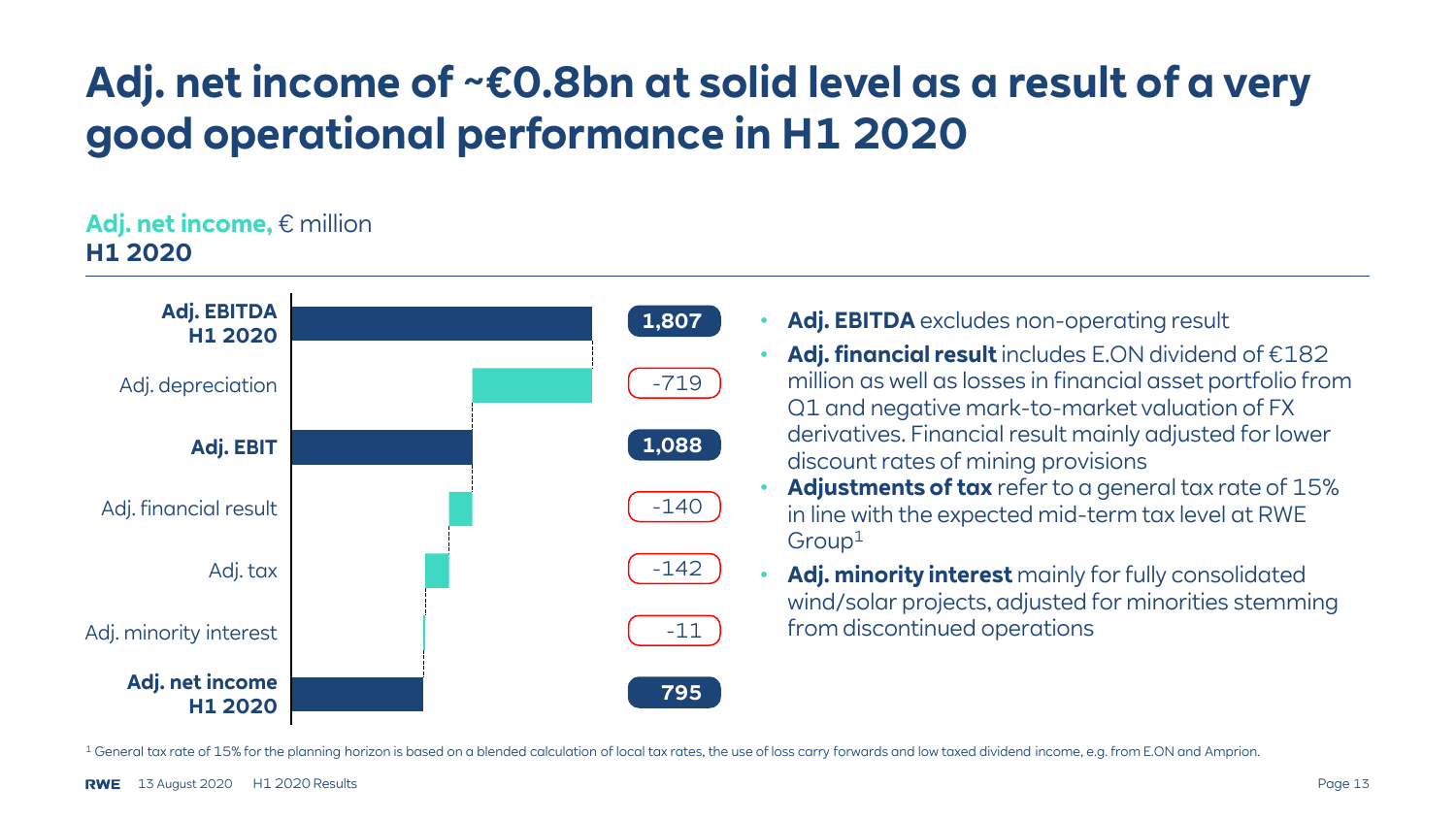# Adj. net income of ~€0.8bn at solid level as a result of a very good operational performance in H1 2020

**Adj. net income,** € million
**H1 2020**

| | € million |
|---|---|
| **Adj. EBITDA H1 2020** | **1,807** |
| Adj. depreciation | -719 |
| **Adj. EBIT** | **1,088** |
| Adj. financial result | -140 |
| Adj. tax | -142 |
| Adj. minority interest | -11 |
| **Adj. net income H1 2020** | **795** |

- **Adj. EBITDA** excludes non-operating result
- **Adj. financial result** includes E.ON dividend of €182 million as well as losses in financial asset portfolio from Q1 and negative mark-to-market valuation of FX derivatives. Financial result mainly adjusted for lower discount rates of mining provisions
- **Adjustments of tax** refer to a general tax rate of 15% in line with the expected mid-term tax level at RWE Group[1]
- **Adj. minority interest** mainly for fully consolidated wind/solar projects, adjusted for minorities stemming from discontinued operations

[1] General tax rate of 15% for the planning horizon is based on a blended calculation of local tax rates, the use of loss carry forwards and low taxed dividend income, e.g. from E.ON and Amprion.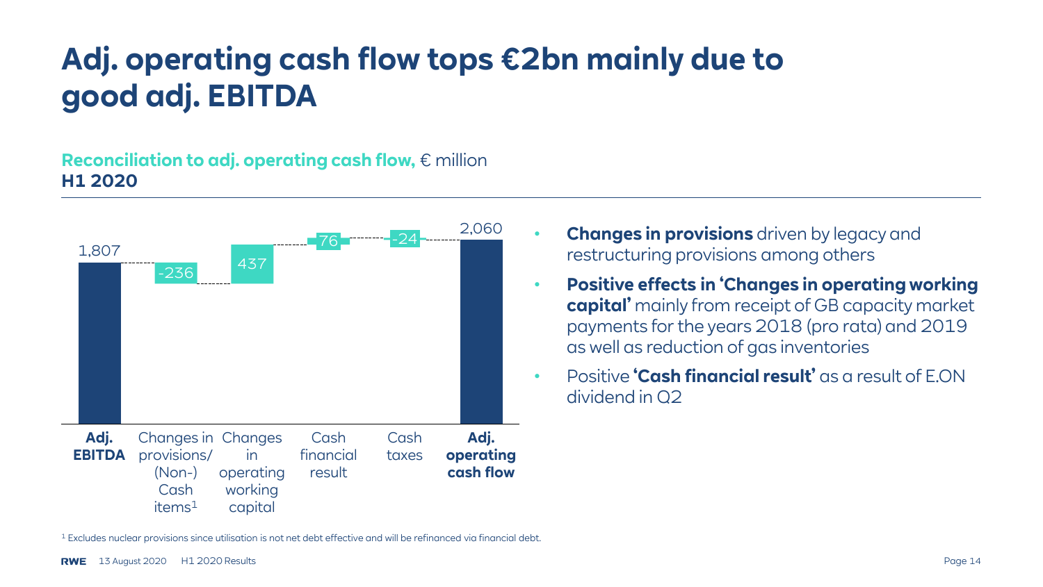# Adj. operating cash flow tops €2bn mainly due to good adj. EBITDA

**Reconciliation to adj. operating cash flow,** € million
**H1 2020**

| **Adj. EBITDA** | Changes in provisions/ (Non-) Cash items[1] | Changes in operating working capital | Cash financial result | Cash taxes | **Adj. operating cash flow** |
|---|---|---|---|---|---|
| 1,807 | -236 | 437 | 76 | -24 | 2,060 |

- **Changes in provisions** driven by legacy and restructuring provisions among others
- **Positive effects in 'Changes in operating working capital'** mainly from receipt of GB capacity market payments for the years 2018 (pro rata) and 2019 as well as reduction of gas inventories
- Positive **'Cash financial result'** as a result of E.ON dividend in Q2

[1] Excludes nuclear provisions since utilisation is not net debt effective and will be refinanced via financial debt.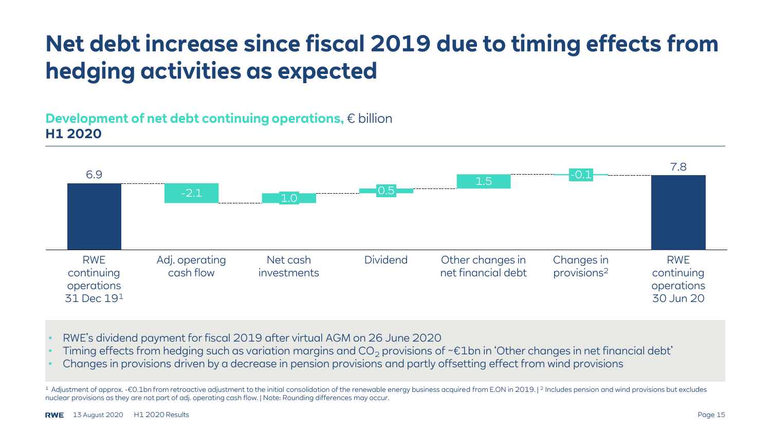# Net debt increase since fiscal 2019 due to timing effects from hedging activities as expected

**Development of net debt continuing operations,** € billion
**H1 2020**

| RWE continuing operations 31 Dec 19[1] | Adj. operating cash flow | Net cash investments | Dividend | Other changes in net financial debt | Changes in provisions[2] | RWE continuing operations 30 Jun 20 |
|---|---|---|---|---|---|---|
| 6.9 | -2.1 | 1.0 | 0.5 | 1.5 | -0.1 | 7.8 |

- RWE's dividend payment for fiscal 2019 after virtual AGM on 26 June 2020
- Timing effects from hedging such as variation margins and $CO_2$ provisions of ~€1bn in 'Other changes in net financial debt'
- Changes in provisions driven by a decrease in pension provisions and partly offsetting effect from wind provisions

[1] Adjustment of approx. -€0.1bn from retroactive adjustment to the initial consolidation of the renewable energy business acquired from E.ON in 2019. | [2] Includes pension and wind provisions but excludes nuclear provisions as they are not part of adj. operating cash flow. | Note: Rounding differences may occur.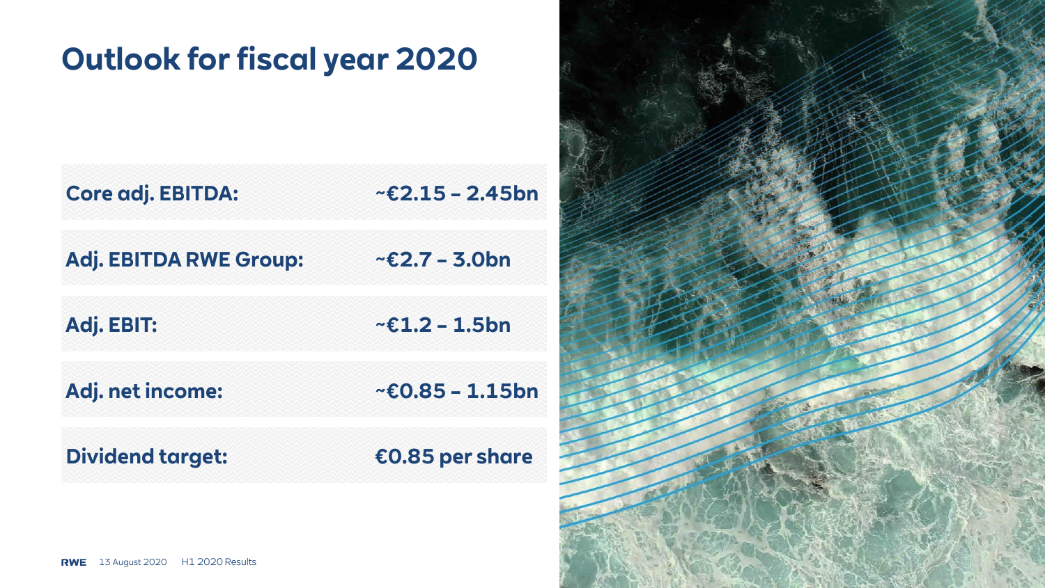# Outlook for fiscal year 2020

| | |
|---|---|
| **Core adj. EBITDA:** | **~€2.15 – 2.45bn** |
| **Adj. EBITDA RWE Group:** | **~€2.7 – 3.0bn** |
| **Adj. EBIT:** | **~€1.2 – 1.5bn** |
| **Adj. net income:** | **~€0.85 – 1.15bn** |
| **Dividend target:** | **€0.85 per share** |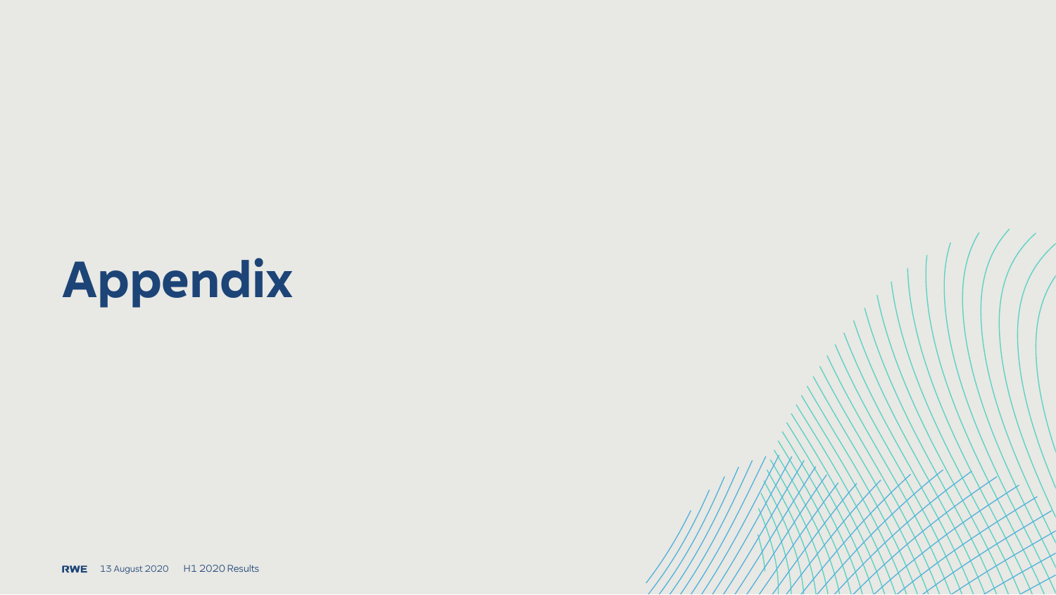# Appendix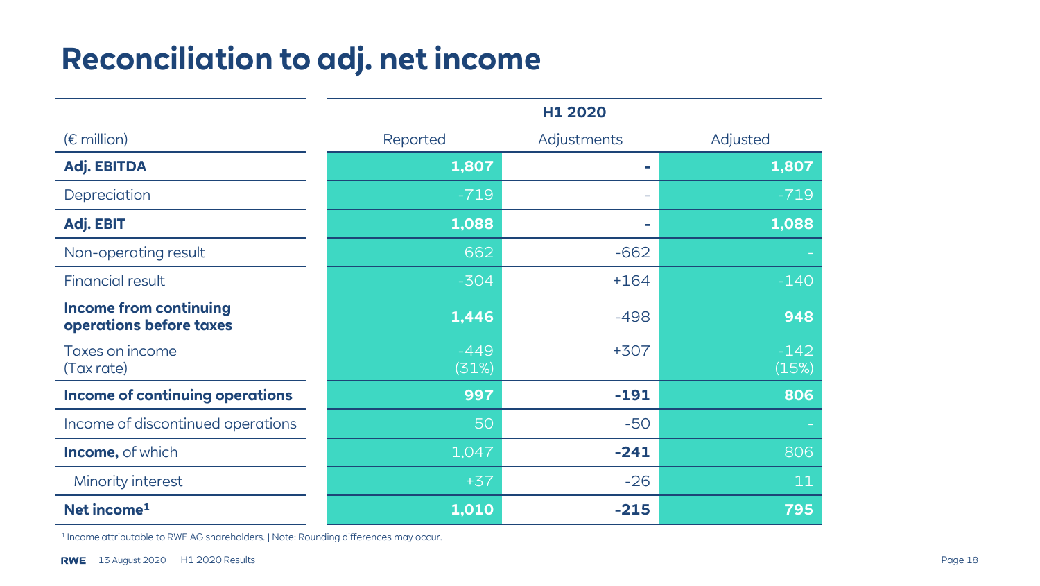# Reconciliation to adj. net income

| (€ million) | H1 2020 Reported | H1 2020 Adjustments | H1 2020 Adjusted |
|---|---|---|---|
| **Adj. EBITDA** | **1,807** | **-** | **1,807** |
| Depreciation | -719 | - | -719 |
| **Adj. EBIT** | **1,088** | **-** | **1,088** |
| Non-operating result | 662 | -662 | - |
| Financial result | -304 | +164 | -140 |
| **Income from continuing operations before taxes** | **1,446** | -498 | **948** |
| Taxes on income (Tax rate) | -449 (31%) | +307 | -142 (15%) |
| **Income of continuing operations** | **997** | **-191** | **806** |
| Income of discontinued operations | 50 | -50 | - |
| **Income,** of which | 1,047 | **-241** | 806 |
| Minority interest | +37 | -26 | 11 |
| **Net income[1]** | **1,010** | **-215** | **795** |

[1] Income attributable to RWE AG shareholders. | Note: Rounding differences may occur.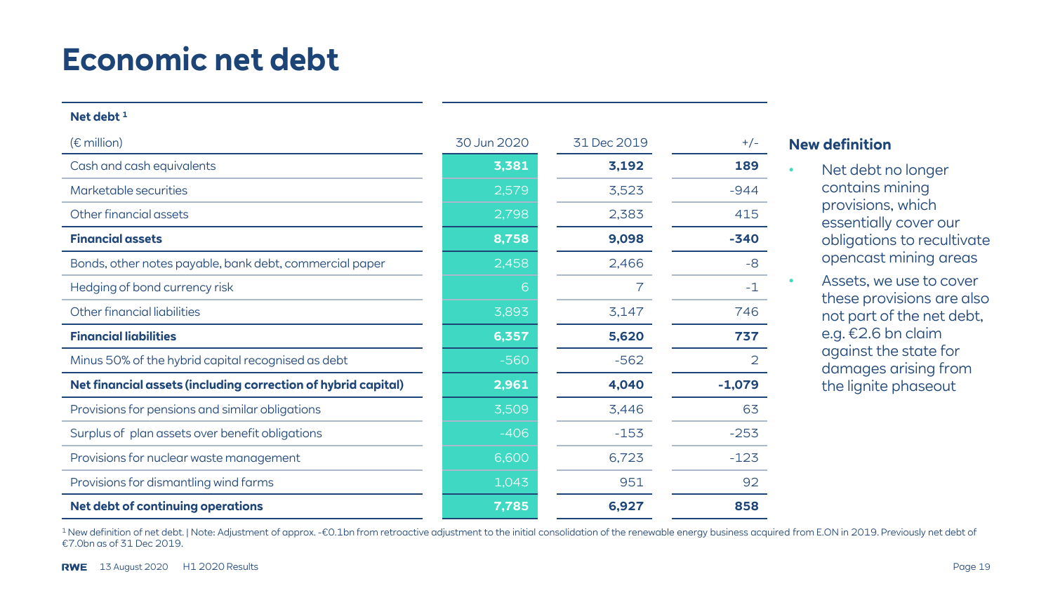# Economic net debt

| Net debt [1] (€ million) | 30 Jun 2020 | 31 Dec 2019 | +/- |
|---|---|---|---|
| Cash and cash equivalents | **3,381** | **3,192** | **189** |
| Marketable securities | 2,579 | 3,523 | -944 |
| Other financial assets | 2,798 | 2,383 | 415 |
| **Financial assets** | **8,758** | **9,098** | **-340** |
| Bonds, other notes payable, bank debt, commercial paper | 2,458 | 2,466 | -8 |
| Hedging of bond currency risk | 6 | 7 | -1 |
| Other financial liabilities | 3,893 | 3,147 | 746 |
| **Financial liabilities** | **6,357** | **5,620** | **737** |
| Minus 50% of the hybrid capital recognised as debt | -560 | -562 | 2 |
| **Net financial assets (including correction of hybrid capital)** | **2,961** | **4,040** | **-1,079** |
| Provisions for pensions and similar obligations | 3,509 | 3,446 | 63 |
| Surplus of plan assets over benefit obligations | -406 | -153 | -253 |
| Provisions for nuclear waste management | 6,600 | 6,723 | -123 |
| Provisions for dismantling wind farms | 1,043 | 951 | 92 |
| **Net debt of continuing operations** | **7,785** | **6,927** | **858** |

**New definition**

- Net debt no longer contains mining provisions, which essentially cover our obligations to recultivate opencast mining areas
- Assets, we use to cover these provisions are also not part of the net debt, e.g. €2.6 bn claim against the state for damages arising from the lignite phaseout

[1] New definition of net debt. | Note: Adjustment of approx. -€0.1bn from retroactive adjustment to the initial consolidation of the renewable energy business acquired from E.ON in 2019. Previously net debt of €7.0bn as of 31 Dec 2019.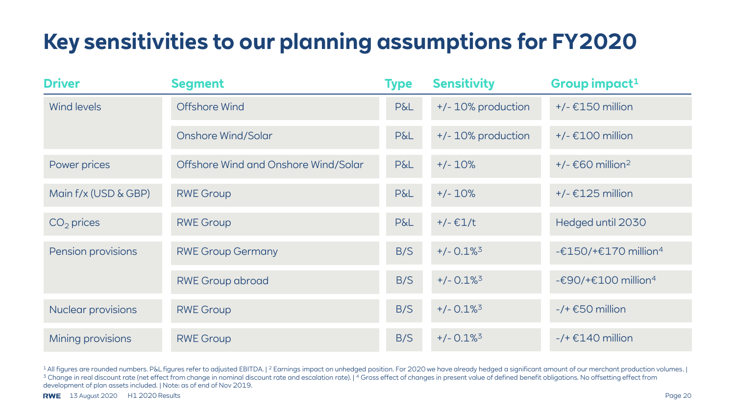# Key sensitivities to our planning assumptions for FY2020

| Driver | Segment | Type | Sensitivity | Group impact[1] |
|---|---|---|---|---|
| Wind levels | Offshore Wind | P&L | +/- 10% production | +/- €150 million |
| | Onshore Wind/Solar | P&L | +/- 10% production | +/- €100 million |
| Power prices | Offshore Wind and Onshore Wind/Solar | P&L | +/- 10% | +/- €60 million[2] |
| Main f/x (USD & GBP) | RWE Group | P&L | +/- 10% | +/- €125 million |
| $CO_2$ prices | RWE Group | P&L | +/- €1/t | Hedged until 2030 |
| Pension provisions | RWE Group Germany | B/S | +/- 0.1%[3] | -€150/+€170 million[4] |
| | RWE Group abroad | B/S | +/- 0.1%[3] | -€90/+€100 million[4] |
| Nuclear provisions | RWE Group | B/S | +/- 0.1%[3] | -/+ €50 million |
| Mining provisions | RWE Group | B/S | +/- 0.1%[3] | -/+ €140 million |

[1] All figures are rounded numbers. P&L figures refer to adjusted EBITDA. | [2] Earnings impact on unhedged position. For 2020 we have already hedged a significant amount of our merchant production volumes. | [3] Change in real discount rate (net effect from change in nominal discount rate and escalation rate). | [4] Gross effect of changes in present value of defined benefit obligations. No offsetting effect from development of plan assets included. | Note: as of end of Nov 2019.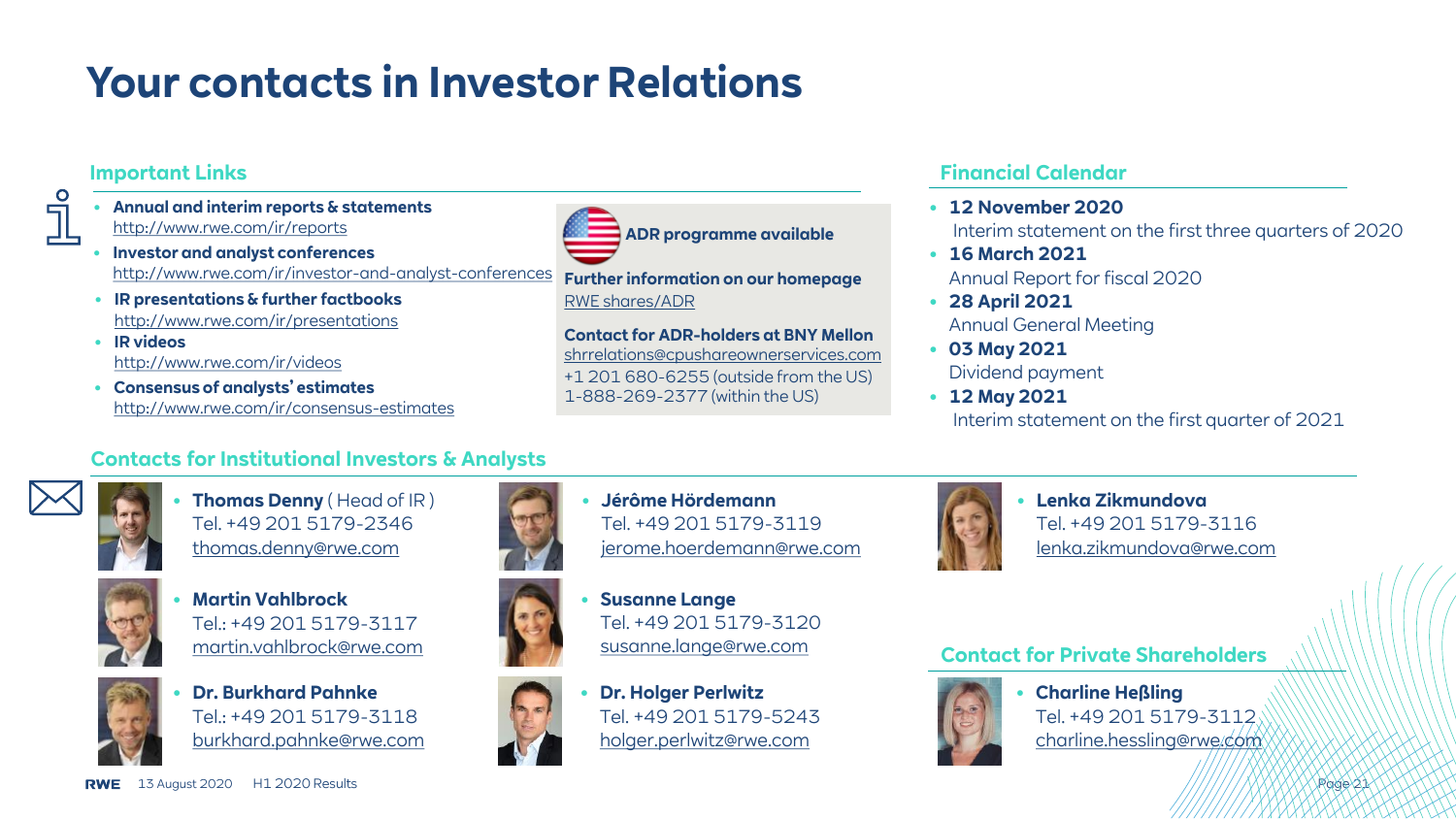# Your contacts in Investor Relations

## Important Links

- **Annual and interim reports & statements**
  http://www.rwe.com/ir/reports
- **Investor and analyst conferences**
  http://www.rwe.com/ir/investor-and-analyst-conferences
- **IR presentations & further factbooks**
  http://www.rwe.com/ir/presentations
- **IR videos**
  http://www.rwe.com/ir/videos
- **Consensus of analysts' estimates**
  http://www.rwe.com/ir/consensus-estimates

**ADR programme available**

**Further information on our homepage**
RWE shares/ADR

**Contact for ADR-holders at BNY Mellon**
shrrelations@cpushareownerservices.com
+1 201 680-6255 (outside from the US)
1-888-269-2377 (within the US)

## Financial Calendar

- **12 November 2020**
  Interim statement on the first three quarters of 2020
- **16 March 2021**
  Annual Report for fiscal 2020
- **28 April 2021**
  Annual General Meeting
- **03 May 2021**
  Dividend payment
- **12 May 2021**
  Interim statement on the first quarter of 2021

## Contacts for Institutional Investors & Analysts

- **Thomas Denny** ( Head of IR )
  Tel. +49 201 5179-2346
  thomas.denny@rwe.com
- **Martin Vahlbrock**
  Tel.: +49 201 5179-3117
  martin.vahlbrock@rwe.com
- **Dr. Burkhard Pahnke**
  Tel.: +49 201 5179-3118
  burkhard.pahnke@rwe.com
- **Jérôme Hördemann**
  Tel. +49 201 5179-3119
  jerome.hoerdemann@rwe.com
- **Susanne Lange**
  Tel. +49 201 5179-3120
  susanne.lange@rwe.com
- **Dr. Holger Perlwitz**
  Tel. +49 201 5179-5243
  holger.perlwitz@rwe.com
- **Lenka Zikmundova**
  Tel. +49 201 5179-3116
  lenka.zikmundova@rwe.com

## Contact for Private Shareholders

- **Charline Heßling**
  Tel. +49 201 5179-3112
  charline.hessling@rwe.com